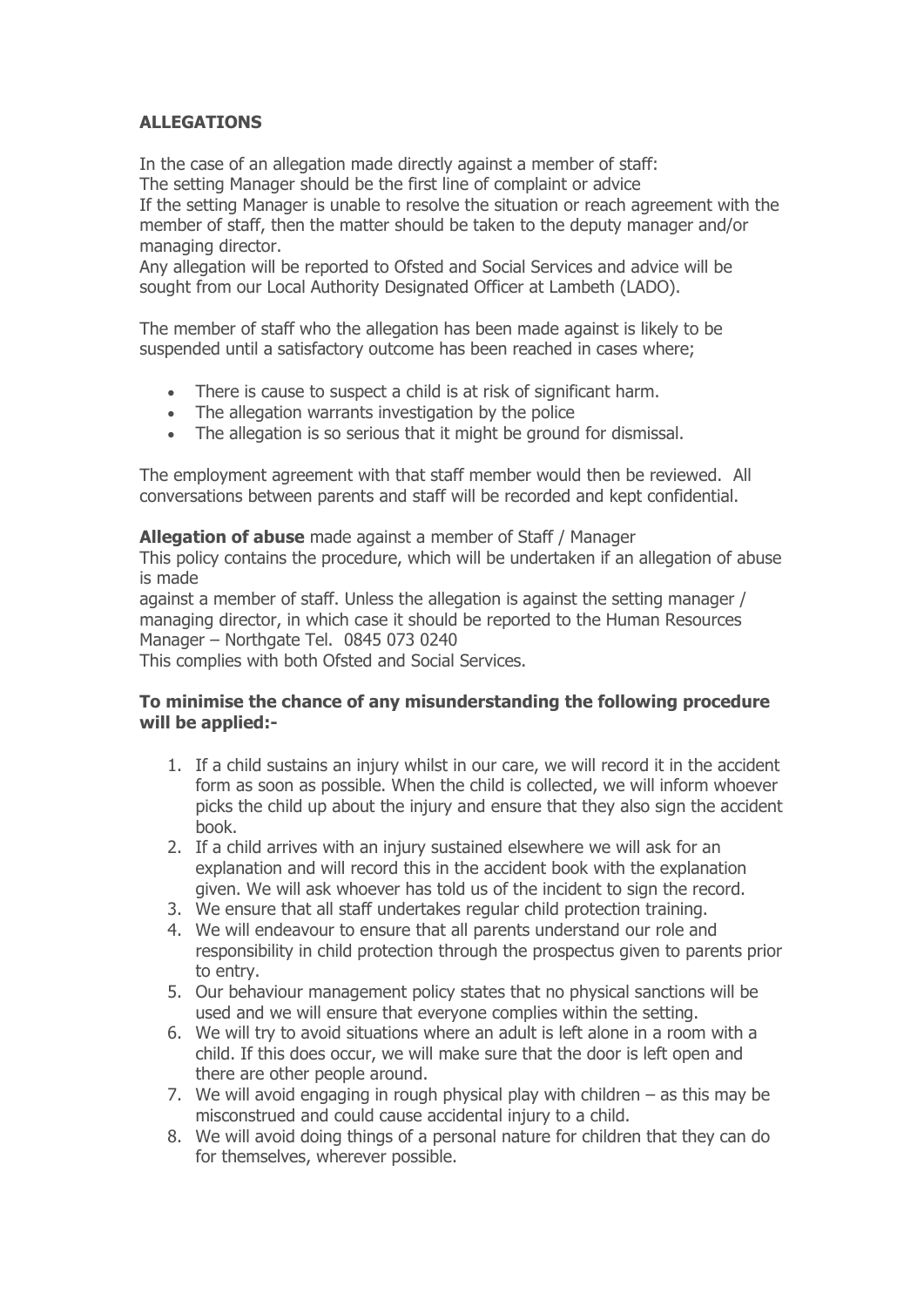## ALLEGATIONS

In the case of an allegation made directly against a member of staff:
The setting Manager should be the first line of complaint or advice
If the setting Manager is unable to resolve the situation or reach agreement with the member of staff, then the matter should be taken to the deputy manager and/or managing director.
Any allegation will be reported to Ofsted and Social Services and advice will be sought from our Local Authority Designated Officer at Lambeth (LADO).

The member of staff who the allegation has been made against is likely to be suspended until a satisfactory outcome has been reached in cases where;

- There is cause to suspect a child is at risk of significant harm.
- The allegation warrants investigation by the police
- The allegation is so serious that it might be ground for dismissal.

The employment agreement with that staff member would then be reviewed. All conversations between parents and staff will be recorded and kept confidential.

**Allegation of abuse** made against a member of Staff / Manager
This policy contains the procedure, which will be undertaken if an allegation of abuse is made
against a member of staff. Unless the allegation is against the setting manager / managing director, in which case it should be reported to the Human Resources Manager – Northgate Tel. 0845 073 0240
This complies with both Ofsted and Social Services.

**To minimise the chance of any misunderstanding the following procedure will be applied:-**

1. If a child sustains an injury whilst in our care, we will record it in the accident form as soon as possible. When the child is collected, we will inform whoever picks the child up about the injury and ensure that they also sign the accident book.
2. If a child arrives with an injury sustained elsewhere we will ask for an explanation and will record this in the accident book with the explanation given. We will ask whoever has told us of the incident to sign the record.
3. We ensure that all staff undertakes regular child protection training.
4. We will endeavour to ensure that all parents understand our role and responsibility in child protection through the prospectus given to parents prior to entry.
5. Our behaviour management policy states that no physical sanctions will be used and we will ensure that everyone complies within the setting.
6. We will try to avoid situations where an adult is left alone in a room with a child. If this does occur, we will make sure that the door is left open and there are other people around.
7. We will avoid engaging in rough physical play with children – as this may be misconstrued and could cause accidental injury to a child.
8. We will avoid doing things of a personal nature for children that they can do for themselves, wherever possible.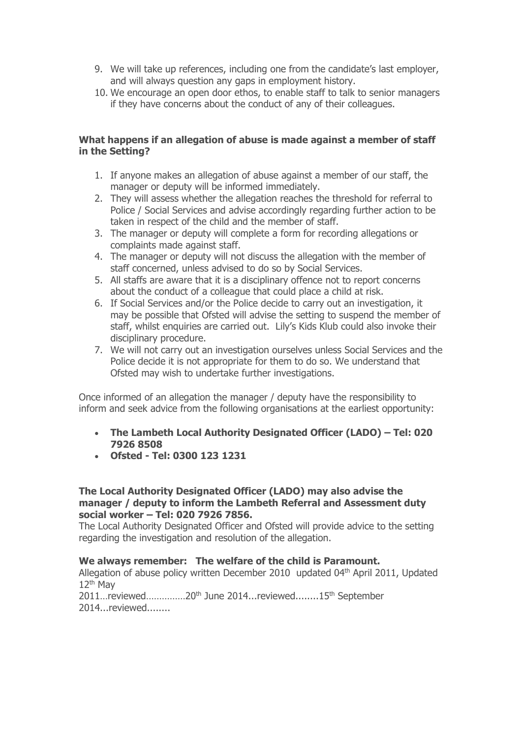9. We will take up references, including one from the candidate's last employer, and will always question any gaps in employment history.
10. We encourage an open door ethos, to enable staff to talk to senior managers if they have concerns about the conduct of any of their colleagues.

**What happens if an allegation of abuse is made against a member of staff in the Setting?**

1. If anyone makes an allegation of abuse against a member of our staff, the manager or deputy will be informed immediately.
2. They will assess whether the allegation reaches the threshold for referral to Police / Social Services and advise accordingly regarding further action to be taken in respect of the child and the member of staff.
3. The manager or deputy will complete a form for recording allegations or complaints made against staff.
4. The manager or deputy will not discuss the allegation with the member of staff concerned, unless advised to do so by Social Services.
5. All staffs are aware that it is a disciplinary offence not to report concerns about the conduct of a colleague that could place a child at risk.
6. If Social Services and/or the Police decide to carry out an investigation, it may be possible that Ofsted will advise the setting to suspend the member of staff, whilst enquiries are carried out. Lily's Kids Klub could also invoke their disciplinary procedure.
7. We will not carry out an investigation ourselves unless Social Services and the Police decide it is not appropriate for them to do so. We understand that Ofsted may wish to undertake further investigations.

Once informed of an allegation the manager / deputy have the responsibility to inform and seek advice from the following organisations at the earliest opportunity:

- **The Lambeth Local Authority Designated Officer (LADO) – Tel: 020 7926 8508**
- **Ofsted - Tel: 0300 123 1231**

**The Local Authority Designated Officer (LADO) may also advise the manager / deputy to inform the Lambeth Referral and Assessment duty social worker – Tel: 020 7926 7856.**

The Local Authority Designated Officer and Ofsted will provide advice to the setting regarding the investigation and resolution of the allegation.

**We always remember: The welfare of the child is Paramount.**

Allegation of abuse policy written December 2010 updated 04th April 2011, Updated 12th May 2011…reviewed……………20th June 2014...reviewed........15th September 2014...reviewed........